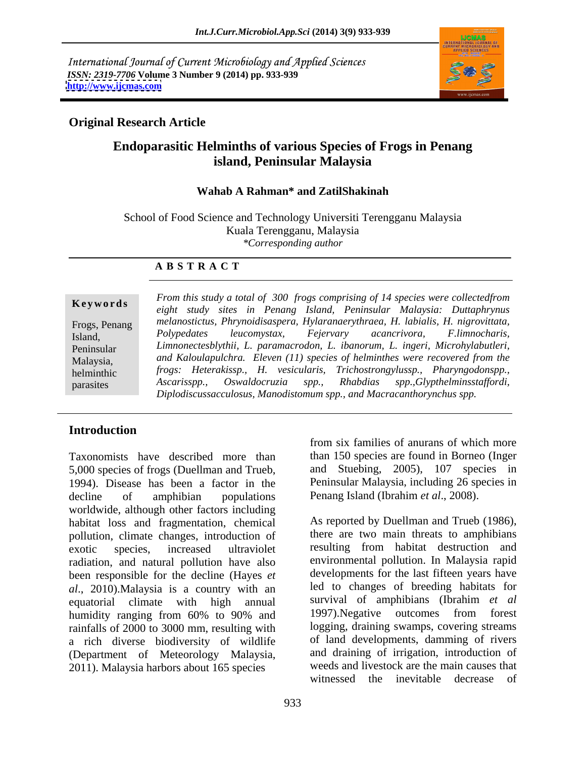International Journal of Current Microbiology and Applied Sciences
*ISSN: 2319-7706* **Volume 3 Number 9 (2014) pp. 933-939**
**http://www.ijcmas.com**

**Original Research Article**

# Endoparasitic Helminths of various Species of Frogs in Penang island, Peninsular Malaysia

**Wahab A Rahman\* and ZatilShakinah**

School of Food Science and Technology Universiti Terengganu Malaysia
Kuala Terengganu, Malaysia
*\*Corresponding author*

## ABSTRACT

**Keywords**

Frogs, Penang Island, Peninsular Malaysia, helminthic parasites

*From this study a total of 300 frogs comprising of 14 species were collectedfrom eight study sites in Penang Island, Peninsular Malaysia: Duttaphrynus melanostictus, Phrynoidisaspera, Hylaranaerythraea, H. labialis, H. nigrovittata, Polypedates leucomystax, Fejervary acancrivora, F.limnocharis, Limnonectesblythii, L. paramacrodon, L. ibanorum, L. ingeri, Microhylabutleri, and Kaloulapulchra. Eleven (11) species of helminthes were recovered from the frogs: Heterakisspp., H. vesicularis, Trichostrongylusspp., Pharyngodonspp., Ascarisspp., Oswaldocruzia spp., Rhabdias spp.,Glypthelminsstaffordi, Diplodiscussacculosus, Manodistomum spp., and Macracanthorynchus spp.*

## Introduction

Taxonomists have described more than 5,000 species of frogs (Duellman and Trueb, 1994). Disease has been a factor in the decline of amphibian populations worldwide, although other factors including habitat loss and fragmentation, chemical pollution, climate changes, introduction of exotic species, increased ultraviolet radiation, and natural pollution have also been responsible for the decline (Hayes *et al*., 2010).Malaysia is a country with an equatorial climate with high annual humidity ranging from 60% to 90% and rainfalls of 2000 to 3000 mm, resulting with a rich diverse biodiversity of wildlife (Department of Meteorology Malaysia, 2011). Malaysia harbors about 165 species from six families of anurans of which more than 150 species are found in Borneo (Inger and Stuebing, 2005), 107 species in Peninsular Malaysia, including 26 species in Penang Island (Ibrahim *et al*., 2008).

As reported by Duellman and Trueb (1986), there are two main threats to amphibians resulting from habitat destruction and environmental pollution. In Malaysia rapid developments for the last fifteen years have led to changes of breeding habitats for survival of amphibians (Ibrahim *et al* 1997).Negative outcomes from forest logging, draining swamps, covering streams of land developments, damming of rivers and draining of irrigation, introduction of weeds and livestock are the main causes that witnessed the inevitable decrease of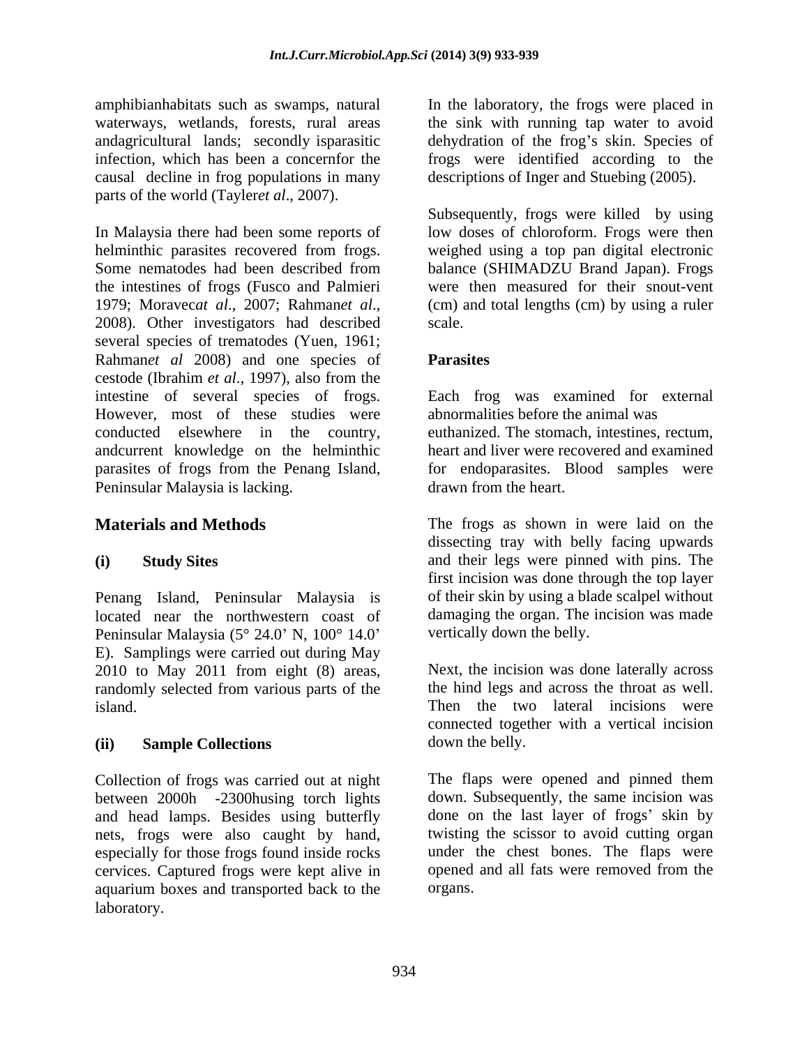amphibianhabitats such as swamps, natural waterways, wetlands, forests, rural areas andagricultural lands; secondly isparasitic infection, which has been a concernfor the causal decline in frog populations in many parts of the world (Tayler*et al*., 2007).

In Malaysia there had been some reports of helminthic parasites recovered from frogs. Some nematodes had been described from the intestines of frogs (Fusco and Palmieri 1979; Moravec*at al*., 2007; Rahman*et al*., 2008). Other investigators had described several species of trematodes (Yuen, 1961; Rahman*et al* 2008) and one species of cestode (Ibrahim *et al*., 1997), also from the intestine of several species of frogs. However, most of these studies were conducted elsewhere in the country, andcurrent knowledge on the helminthic parasites of frogs from the Penang Island, Peninsular Malaysia is lacking.

## Materials and Methods

### (i) Study Sites

Penang Island, Peninsular Malaysia is located near the northwestern coast of Peninsular Malaysia (5° 24.0' N, 100° 14.0' E). Samplings were carried out during May 2010 to May 2011 from eight (8) areas, randomly selected from various parts of the island.

### (ii) Sample Collections

Collection of frogs was carried out at night between 2000h -2300husing torch lights and head lamps. Besides using butterfly nets, frogs were also caught by hand, especially for those frogs found inside rocks cervices. Captured frogs were kept alive in aquarium boxes and transported back to the laboratory.

In the laboratory, the frogs were placed in the sink with running tap water to avoid dehydration of the frog's skin. Species of frogs were identified according to the descriptions of Inger and Stuebing (2005).

Subsequently, frogs were killed by using low doses of chloroform. Frogs were then weighed using a top pan digital electronic balance (SHIMADZU Brand Japan). Frogs were then measured for their snout-vent (cm) and total lengths (cm) by using a ruler scale.

### Parasites

Each frog was examined for external abnormalities before the animal was euthanized. The stomach, intestines, rectum, heart and liver were recovered and examined for endoparasites. Blood samples were drawn from the heart.

The frogs as shown in were laid on the dissecting tray with belly facing upwards and their legs were pinned with pins. The first incision was done through the top layer of their skin by using a blade scalpel without damaging the organ. The incision was made vertically down the belly.

Next, the incision was done laterally across the hind legs and across the throat as well. Then the two lateral incisions were connected together with a vertical incision down the belly.

The flaps were opened and pinned them down. Subsequently, the same incision was done on the last layer of frogs' skin by twisting the scissor to avoid cutting organ under the chest bones. The flaps were opened and all fats were removed from the organs.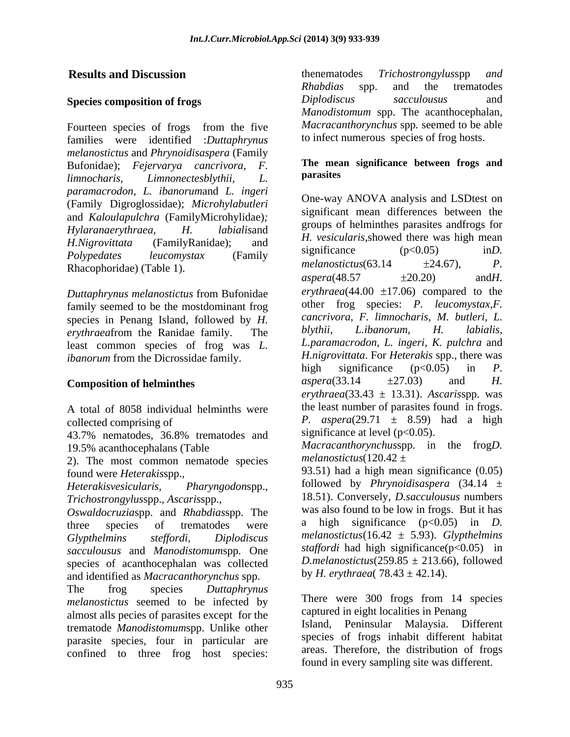## Results and Discussion

### Species composition of frogs

Fourteen species of frogs from the five families were identified :*Duttaphrynus melanostictus* and *Phrynoidisaspera* (Family Bufonidae); *Fejervarya cancrivora, F. limnocharis, Limnonectesblythii, L. paramacrodon, L. ibanorum*and *L. ingeri* (Family Digroglossidae); *Microhylabutleri* and *Kaloulapulchra* (FamilyMicrohylidae)*; Hylaranaerythraea, H. labialis*and *H.Nigrovittata* (FamilyRanidae); and *Polypedates leucomystax* (Family Rhacophoridae) (Table 1).

*Duttaphrynus melanostictus* from Bufonidae family seemed to be the mostdominant frog species in Penang Island, followed by *H. erythraea*from the Ranidae family. The least common species of frog was *L. ibanorum* from the Dicrossidae family.

### Composition of helminthes

A total of 8058 individual helminths were collected comprising of 43.7% nematodes, 36.8% trematodes and 19.5% acanthocephalans (Table 2). The most common nematode species found were *Heterakis*spp., *Heterakisvesicularis*, *Pharyngodon*spp., *Trichostrongylus*spp., *Ascaris*spp., *Oswaldocruzia*spp. and *Rhabdias*spp. The three species of trematodes were *Glypthelmins steffordi*, *Diplodiscus sacculousus* and *Manodistomum*spp. One species of acanthocephalan was collected and identified as *Macracanthorynchus* spp. The frog species *Duttaphrynus melanostictus* seemed to be infected by almost alls pecies of parasites except for the trematode *Manodistomum*spp. Unlike other parasite species, four in particular are confined to three frog host species: thenematodes *Trichostrongylus*spp *and Rhabdias* spp. and the trematodes *Diplodiscus sacculousus* and *Manodistomum* spp. The acanthocephalan, *Macracanthorynchus* spp. seemed to be able to infect numerous species of frog hosts.

### The mean significance between frogs and parasites

One-way ANOVA analysis and LSDtest on significant mean differences between the groups of helminthes parasites andfrogs for *H. vesicularis*,showed there was high mean significance ($p<0.05$) in*D. melanostictus*($63.14 \pm 24.67$), *P. aspera*($48.57 \pm 20.20$) and*H. erythraea*($44.00 \pm 17.06$) compared to the other frog species: *P. leucomystax*,*F. cancrivora*, *F. limnocharis*, *M. butleri*, *L. blythii*, *L.ibanorum*, *H. labialis*, *L.paramacrodon*, *L. ingeri*, *K. pulchra* and *H.nigrovittata*. For *Heterakis* spp., there was high significance ($p<0.05$) in *P. aspera*($33.14 \pm 27.03$) and *H. erythraea*($33.43 \pm 13.31$). *Ascaris*spp. was the least number of parasites found in frogs. *P. aspera*($29.71 \pm 8.59$) had a high significance at level ($p<0.05$). *Macracanthorynchus*spp. in the frog*D. melanostictus*($120.42 \pm 93.51$) had a high mean significance (0.05) followed by *Phrynoidisaspera* ($34.14 \pm 18.51$). Conversely, *D.sacculousus* numbers was also found to be low in frogs. But it has a high significance ($p<0.05$) in *D. melanostictus*($16.42 \pm 5.93$). *Glypthelmins staffordi* had high significance($p<0.05$) in *D.melanostictus*($259.85 \pm 213.66$), followed by *H. erythraea*( $78.43 \pm 42.14$).

There were 300 frogs from 14 species captured in eight localities in Penang Island, Peninsular Malaysia. Different species of frogs inhabit different habitat areas. Therefore, the distribution of frogs found in every sampling site was different.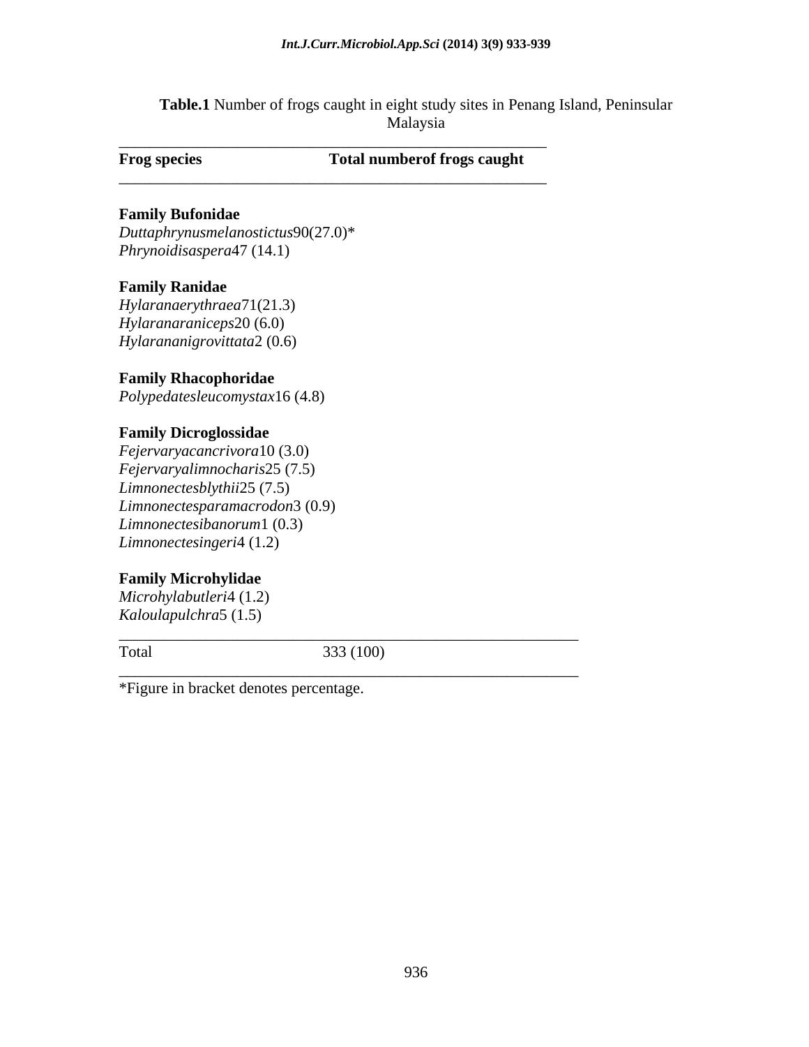**Table.1** Number of frogs caught in eight study sites in Penang Island, Peninsular Malaysia

| Frog species | Total numberof frogs caught |
| --- | --- |
| **Family Bufonidae** | |
| *Duttaphrynusmelanostictus* | 90(27.0)* |
| *Phrynoidisaspera* | 47 (14.1) |
| **Family Ranidae** | |
| *Hylaranaerythraea* | 71(21.3) |
| *Hylaranaraniceps* | 20 (6.0) |
| *Hylarananigrovittata* | 2 (0.6) |
| **Family Rhacophoridae** | |
| *Polypedatesleucomystax* | 16 (4.8) |
| **Family Dicroglossidae** | |
| *Fejervaryacancrivora* | 10 (3.0) |
| *Fejervaryalimnocharis* | 25 (7.5) |
| *Limnonectesblythii* | 25 (7.5) |
| *Limnonectesparamacrodon* | 3 (0.9) |
| *Limnonectesibanorum* | 1 (0.3) |
| *Limnonectesingeri* | 4 (1.2) |
| **Family Microhylidae** | |
| *Microhylabutleri* | 4 (1.2) |
| *Kaloulapulchra* | 5 (1.5) |
| Total | 333 (100) |

*Figure in bracket denotes percentage.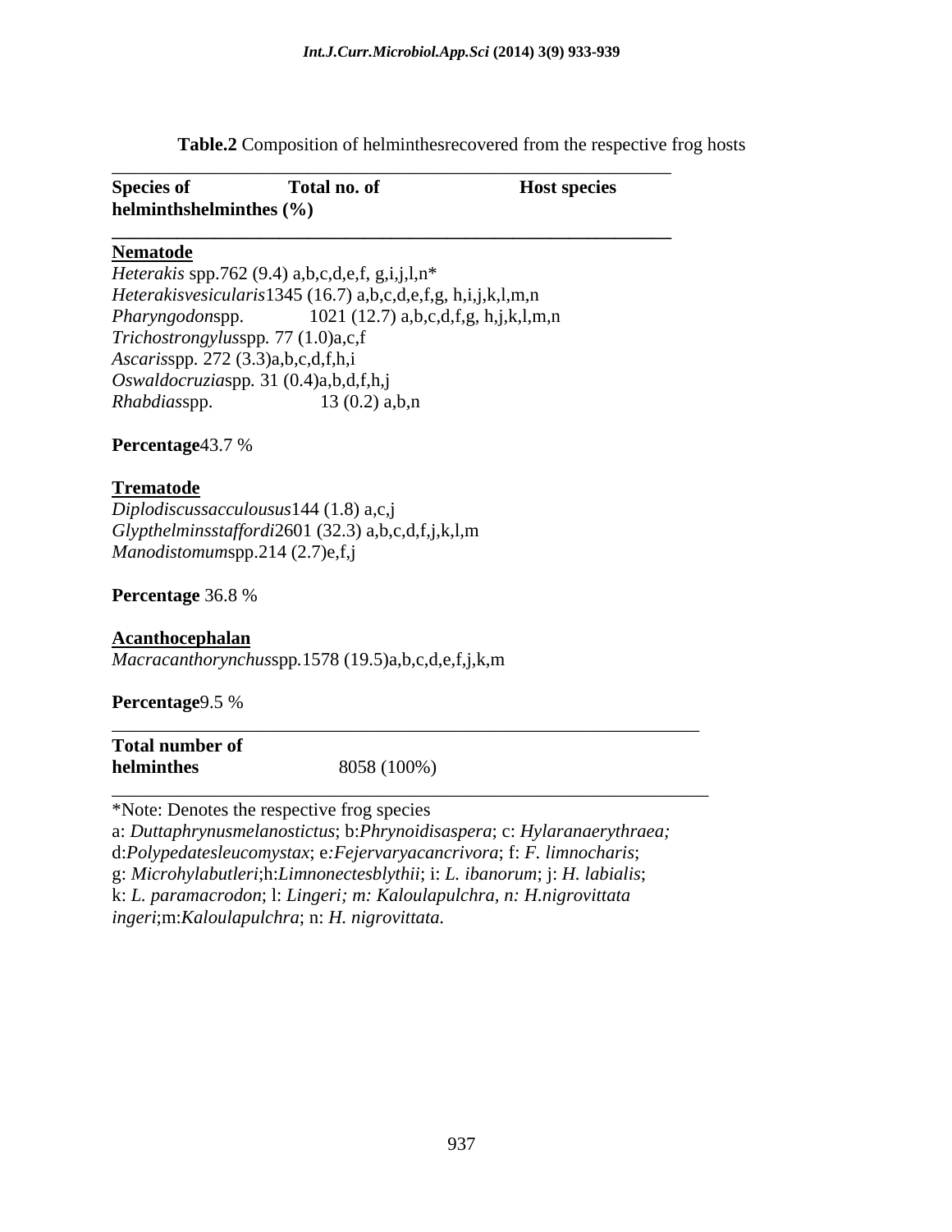**Table.2** Composition of helminthesrecovered from the respective frog hosts

| Species of helminthshelminthes (%) | Total no. of | Host species |
|---|---|---|
| **Nematode** | | |
| *Heterakis* spp. | 762 (9.4) | a,b,c,d,e,f, g,i,j,l,n* |
| *Heterakisvesicularis* | 1345 (16.7) | a,b,c,d,e,f,g, h,i,j,k,l,m,n |
| *Pharyngodon*spp. | 1021 (12.7) | a,b,c,d,f,g, h,j,k,l,m,n |
| *Trichostrongylus*spp. | 77 (1.0) | a,c,f |
| *Ascaris*spp. | 272 (3.3) | a,b,c,d,f,h,i |
| *Oswaldocruzia*spp. | 31 (0.4) | a,b,d,f,h,j |
| *Rhabdias*spp. | 13 (0.2) | a,b,n |
| **Percentage** | 43.7 % | |
| **Trematode** | | |
| *Diplodiscussacculousus* | 144 (1.8) | a,c,j |
| *Glypthelminsstaffordi* | 2601 (32.3) | a,b,c,d,f,j,k,l,m |
| *Manodistomum*spp. | 214 (2.7) | e,f,j |
| **Percentage** | 36.8 % | |
| **Acanthocephalan** | | |
| *Macracanthorynchus*spp. | 1578 (19.5) | a,b,c,d,e,f,j,k,m |
| **Percentage** | 9.5 % | |
| **Total number of helminthes** | 8058 (100%) | |

*Note: Denotes the respective frog species
a: *Duttaphrynusmelanostictus*; b:*Phrynoidisaspera*; c: *Hylaranaerythraea;* d:*Polypedatesleucomystax*; e:*Fejervaryacancrivora*; f: *F. limnocharis*; g: *Microhylabutleri*;h:*Limnonectesblythii*; i: *L. ibanorum*; j: *H. labialis*; k: *L. paramacrodon*; l: *Lingeri; m: Kaloulapulchra, n: H.nigrovittata ingeri*;m:*Kaloulapulchra*; n: *H. nigrovittata.*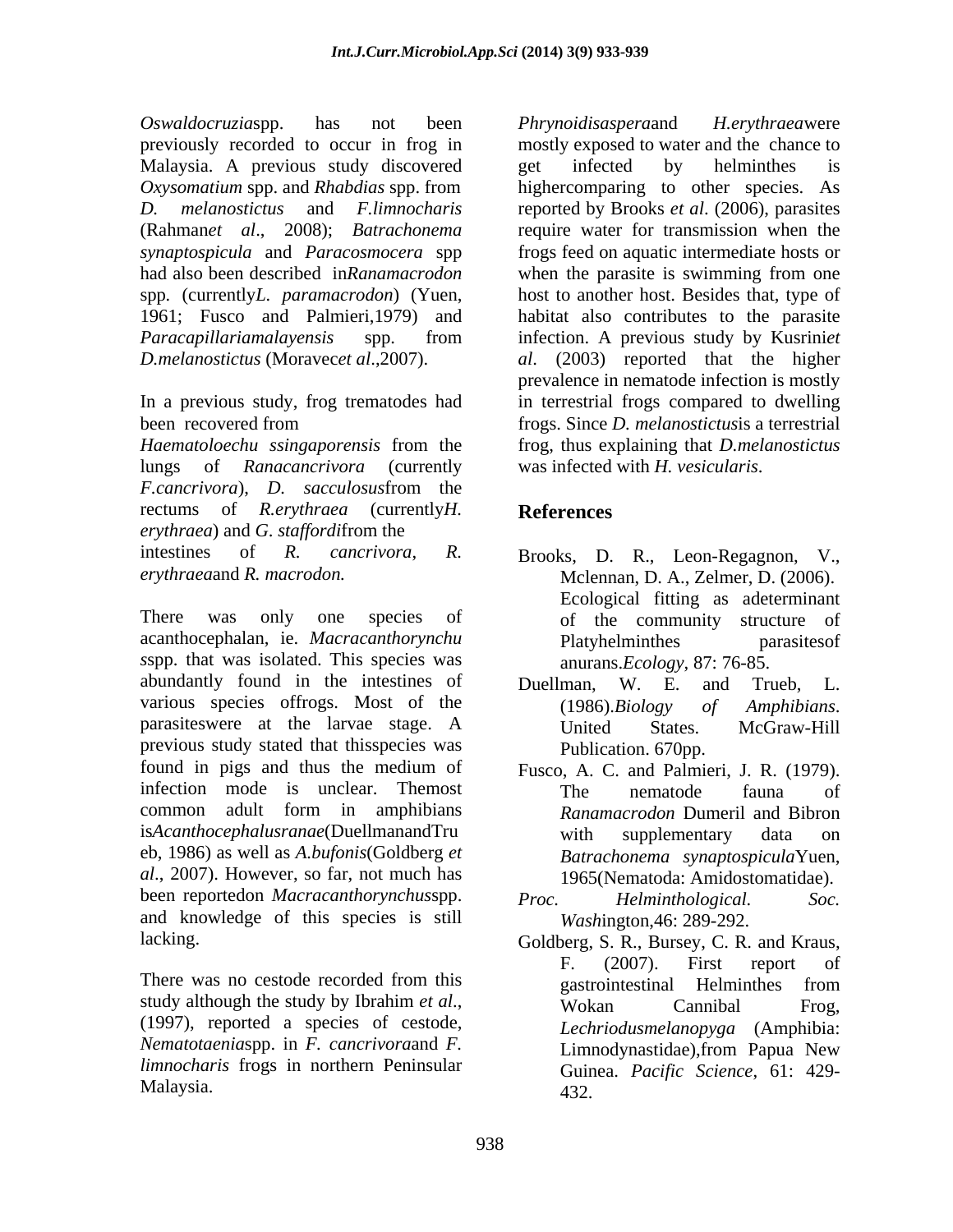*Oswaldocruzia*spp. has not been previously recorded to occur in frog in Malaysia. A previous study discovered *Oxysomatium* spp. and *Rhabdias* spp. from *D. melanostictus* and *F.limnocharis* (Rahman*et al*., 2008); *Batrachonema synaptospicula* and *Paracosmocera* spp had also been described in*Ranamacrodon* spp. (currently*L. paramacrodon*) (Yuen, 1961; Fusco and Palmieri,1979) and *Paracapillariamalayensis* spp. from *D.melanostictus* (Moravec*et al*.,2007).

In a previous study, frog trematodes had been recovered from *Haematoloechu ssingaporensis* from the lungs of *Ranacancrivora* (currently *F.cancrivora*), *D. sacculosus*from the rectums of *R.erythraea* (currently*H. erythraea*) and *G. staffordi*from the intestines of *R. cancrivora*, *R. erythraea*and *R. macrodon.*

There was only one species of acanthocephalan, ie. *Macracanthorynchus*spp. that was isolated. This species was abundantly found in the intestines of various species offrogs. Most of the parasiteswere at the larvae stage. A previous study stated that thisspecies was found in pigs and thus the medium of infection mode is unclear. Themost common adult form in amphibians is*Acanthocephalusranae*(DuellmanandTrueb, 1986) as well as *A.bufonis*(Goldberg *et al*., 2007). However, so far, not much has been reportedon *Macracanthorynchus*spp. and knowledge of this species is still lacking.

There was no cestode recorded from this study although the study by Ibrahim *et al*., (1997), reported a species of cestode, *Nematotaenia*spp. in *F. cancrivora*and *F. limnocharis* frogs in northern Peninsular Malaysia.

*Phrynoidisaspera*and *H.erythraea*were mostly exposed to water and the chance to get infected by helminthes is highercomparing to other species. As reported by Brooks *et al*. (2006), parasites require water for transmission when the frogs feed on aquatic intermediate hosts or when the parasite is swimming from one host to another host. Besides that, type of habitat also contributes to the parasite infection. A previous study by Kusrini*et al*. (2003) reported that the higher prevalence in nematode infection is mostly in terrestrial frogs compared to dwelling frogs. Since *D. melanostictus*is a terrestrial frog, thus explaining that *D.melanostictus* was infected with *H. vesicularis*.

## References

Brooks, D. R., Leon-Regagnon, V., Mclennan, D. A., Zelmer, D. (2006). Ecological fitting as adeterminant of the community structure of Platyhelminthes parasitesof anurans.*Ecology*, 87: 76-85.

Duellman, W. E. and Trueb, L. (1986).*Biology of Amphibians*. United States. McGraw-Hill Publication. 670pp.

Fusco, A. C. and Palmieri, J. R. (1979). The nematode fauna of *Ranamacrodon* Dumeril and Bibron with supplementary data on *Batrachonema synaptospicula*Yuen, 1965(Nematoda: Amidostomatidae). *Proc. Helminthological. Soc. Wash*ington,46: 289-292.

Goldberg, S. R., Bursey, C. R. and Kraus, F. (2007). First report of gastrointestinal Helminthes from Wokan Cannibal Frog, *Lechriodusmelanopyga* (Amphibia: Limnodynastidae),from Papua New Guinea. *Pacific Science*, 61: 429-432.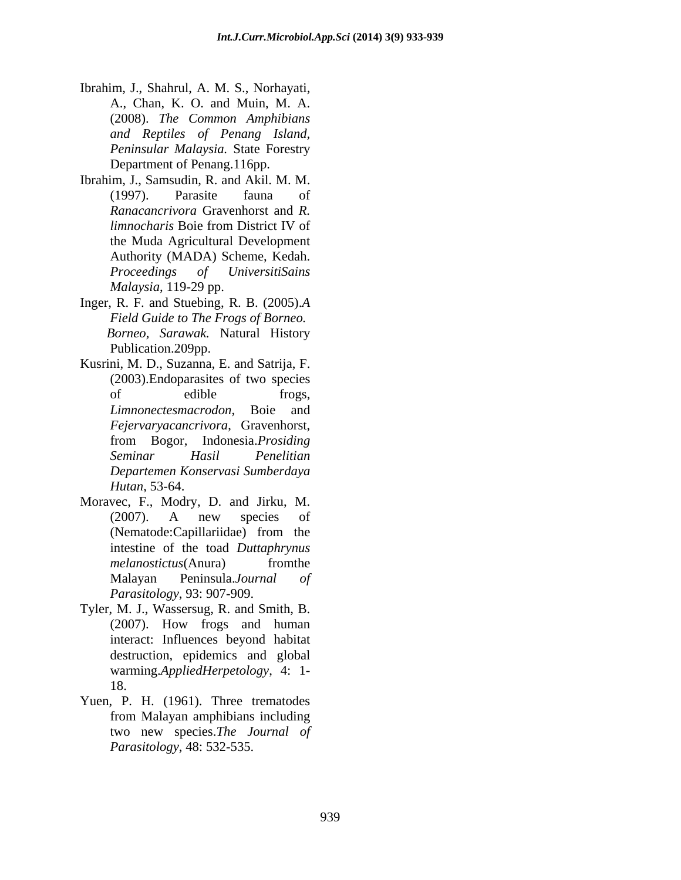Ibrahim, J., Shahrul, A. M. S., Norhayati, A., Chan, K. O. and Muin, M. A. (2008). *The Common Amphibians and Reptiles of Penang Island, Peninsular Malaysia.* State Forestry Department of Penang.116pp.

Ibrahim, J., Samsudin, R. and Akil. M. M. (1997). Parasite fauna of *Ranacancrivora* Gravenhorst and *R. limnocharis* Boie from District IV of the Muda Agricultural Development Authority (MADA) Scheme, Kedah. *Proceedings of UniversitiSains Malaysia*, 119-29 pp.

Inger, R. F. and Stuebing, R. B. (2005).*A Field Guide to The Frogs of Borneo. Borneo, Sarawak.* Natural History Publication.209pp.

Kusrini, M. D., Suzanna, E. and Satrija, F. (2003).Endoparasites of two species of edible frogs, *Limnonectesmacrodon*, Boie and *Fejervaryacancrivora*, Gravenhorst, from Bogor, Indonesia.*Prosiding Seminar Hasil Penelitian Departemen Konservasi Sumberdaya Hutan*, 53-64.

Moravec, F., Modry, D. and Jirku, M. (2007). A new species of (Nematode:Capillariidae) from the intestine of the toad *Duttaphrynus melanostictus*(Anura) fromthe Malayan Peninsula.*Journal of Parasitology*, 93: 907-909.

Tyler, M. J., Wassersug, R. and Smith, B. (2007). How frogs and human interact: Influences beyond habitat destruction, epidemics and global warming.*AppliedHerpetology*, 4: 1-18.

Yuen, P. H. (1961). Three trematodes from Malayan amphibians including two new species.*The Journal of Parasitology*, 48: 532-535.